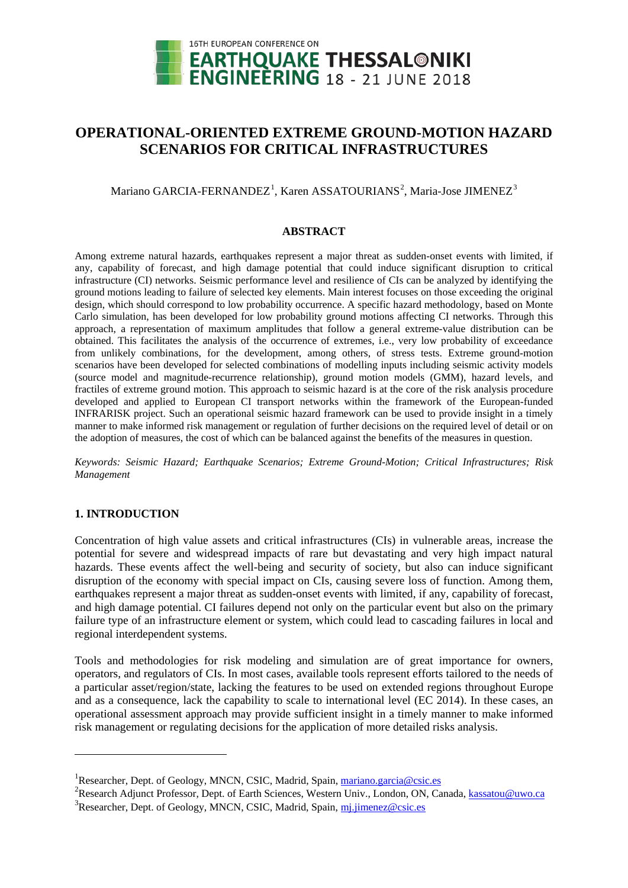# OPERATIONAL-ORIENTED EXTREME GROUND-MOTION HAZARD SCENARIOS FOR CRITICAL INFRASTRUCTURES

Mariano GARCIA-FERNANDEZ[1], Karen ASSATOURIANS[2], Maria-Jose JIMENEZ[3]

## ABSTRACT

Among extreme natural hazards, earthquakes represent a major threat as sudden-onset events with limited, if any, capability of forecast, and high damage potential that could induce significant disruption to critical infrastructure (CI) networks. Seismic performance level and resilience of CIs can be analyzed by identifying the ground motions leading to failure of selected key elements. Main interest focuses on those exceeding the original design, which should correspond to low probability occurrence. A specific hazard methodology, based on Monte Carlo simulation, has been developed for low probability ground motions affecting CI networks. Through this approach, a representation of maximum amplitudes that follow a general extreme-value distribution can be obtained. This facilitates the analysis of the occurrence of extremes, i.e., very low probability of exceedance from unlikely combinations, for the development, among others, of stress tests. Extreme ground-motion scenarios have been developed for selected combinations of modelling inputs including seismic activity models (source model and magnitude-recurrence relationship), ground motion models (GMM), hazard levels, and fractiles of extreme ground motion. This approach to seismic hazard is at the core of the risk analysis procedure developed and applied to European CI transport networks within the framework of the European-funded INFRARISK project. Such an operational seismic hazard framework can be used to provide insight in a timely manner to make informed risk management or regulation of further decisions on the required level of detail or on the adoption of measures, the cost of which can be balanced against the benefits of the measures in question.

*Keywords: Seismic Hazard; Earthquake Scenarios; Extreme Ground-Motion; Critical Infrastructures; Risk Management*

## 1. INTRODUCTION

Concentration of high value assets and critical infrastructures (CIs) in vulnerable areas, increase the potential for severe and widespread impacts of rare but devastating and very high impact natural hazards. These events affect the well-being and security of society, but also can induce significant disruption of the economy with special impact on CIs, causing severe loss of function. Among them, earthquakes represent a major threat as sudden-onset events with limited, if any, capability of forecast, and high damage potential. CI failures depend not only on the particular event but also on the primary failure type of an infrastructure element or system, which could lead to cascading failures in local and regional interdependent systems.

Tools and methodologies for risk modeling and simulation are of great importance for owners, operators, and regulators of CIs. In most cases, available tools represent efforts tailored to the needs of a particular asset/region/state, lacking the features to be used on extended regions throughout Europe and as a consequence, lack the capability to scale to international level (EC 2014). In these cases, an operational assessment approach may provide sufficient insight in a timely manner to make informed risk management or regulating decisions for the application of more detailed risks analysis.

---

[1]Researcher, Dept. of Geology, MNCN, CSIC, Madrid, Spain, mariano.garcia@csic.es

[2]Research Adjunct Professor, Dept. of Earth Sciences, Western Univ., London, ON, Canada, kassatou@uwo.ca

[3]Researcher, Dept. of Geology, MNCN, CSIC, Madrid, Spain, mj.jimenez@csic.es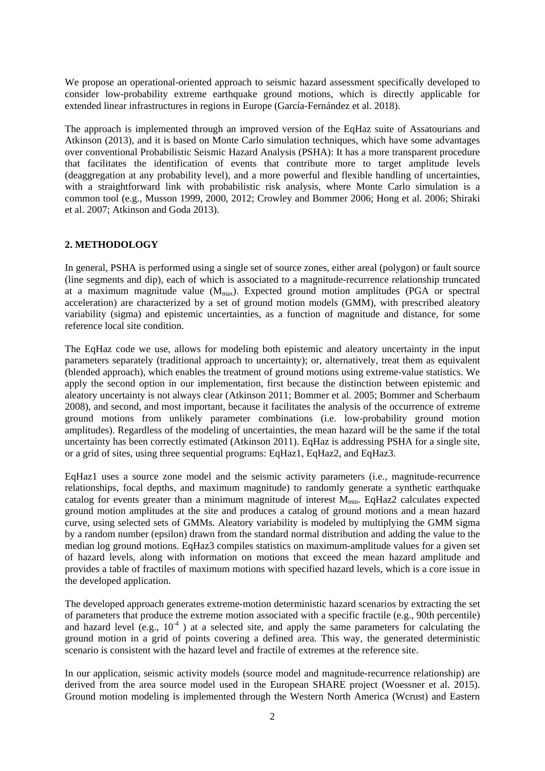We propose an operational-oriented approach to seismic hazard assessment specifically developed to consider low-probability extreme earthquake ground motions, which is directly applicable for extended linear infrastructures in regions in Europe (García-Fernández et al. 2018).

The approach is implemented through an improved version of the EqHaz suite of Assatourians and Atkinson (2013), and it is based on Monte Carlo simulation techniques, which have some advantages over conventional Probabilistic Seismic Hazard Analysis (PSHA): It has a more transparent procedure that facilitates the identification of events that contribute more to target amplitude levels (deaggregation at any probability level), and a more powerful and flexible handling of uncertainties, with a straightforward link with probabilistic risk analysis, where Monte Carlo simulation is a common tool (e.g., Musson 1999, 2000, 2012; Crowley and Bommer 2006; Hong et al. 2006; Shiraki et al. 2007; Atkinson and Goda 2013).

## 2. METHODOLOGY

In general, PSHA is performed using a single set of source zones, either areal (polygon) or fault source (line segments and dip), each of which is associated to a magnitude-recurrence relationship truncated at a maximum magnitude value ($M_{max}$). Expected ground motion amplitudes (PGA or spectral acceleration) are characterized by a set of ground motion models (GMM), with prescribed aleatory variability (sigma) and epistemic uncertainties, as a function of magnitude and distance, for some reference local site condition.

The EqHaz code we use, allows for modeling both epistemic and aleatory uncertainty in the input parameters separately (traditional approach to uncertainty); or, alternatively, treat them as equivalent (blended approach), which enables the treatment of ground motions using extreme-value statistics. We apply the second option in our implementation, first because the distinction between epistemic and aleatory uncertainty is not always clear (Atkinson 2011; Bommer et al. 2005; Bommer and Scherbaum 2008), and second, and most important, because it facilitates the analysis of the occurrence of extreme ground motions from unlikely parameter combinations (i.e. low-probability ground motion amplitudes). Regardless of the modeling of uncertainties, the mean hazard will be the same if the total uncertainty has been correctly estimated (Atkinson 2011). EqHaz is addressing PSHA for a single site, or a grid of sites, using three sequential programs: EqHaz1, EqHaz2, and EqHaz3.

EqHaz1 uses a source zone model and the seismic activity parameters (i.e., magnitude-recurrence relationships, focal depths, and maximum magnitude) to randomly generate a synthetic earthquake catalog for events greater than a minimum magnitude of interest $M_{min}$. EqHaz2 calculates expected ground motion amplitudes at the site and produces a catalog of ground motions and a mean hazard curve, using selected sets of GMMs. Aleatory variability is modeled by multiplying the GMM sigma by a random number (epsilon) drawn from the standard normal distribution and adding the value to the median log ground motions. EqHaz3 compiles statistics on maximum-amplitude values for a given set of hazard levels, along with information on motions that exceed the mean hazard amplitude and provides a table of fractiles of maximum motions with specified hazard levels, which is a core issue in the developed application.

The developed approach generates extreme-motion deterministic hazard scenarios by extracting the set of parameters that produce the extreme motion associated with a specific fractile (e.g., 90th percentile) and hazard level (e.g., $10^{-4}$ ) at a selected site, and apply the same parameters for calculating the ground motion in a grid of points covering a defined area. This way, the generated deterministic scenario is consistent with the hazard level and fractile of extremes at the reference site.

In our application, seismic activity models (source model and magnitude-recurrence relationship) are derived from the area source model used in the European SHARE project (Woessner et al. 2015). Ground motion modeling is implemented through the Western North America (Wcrust) and Eastern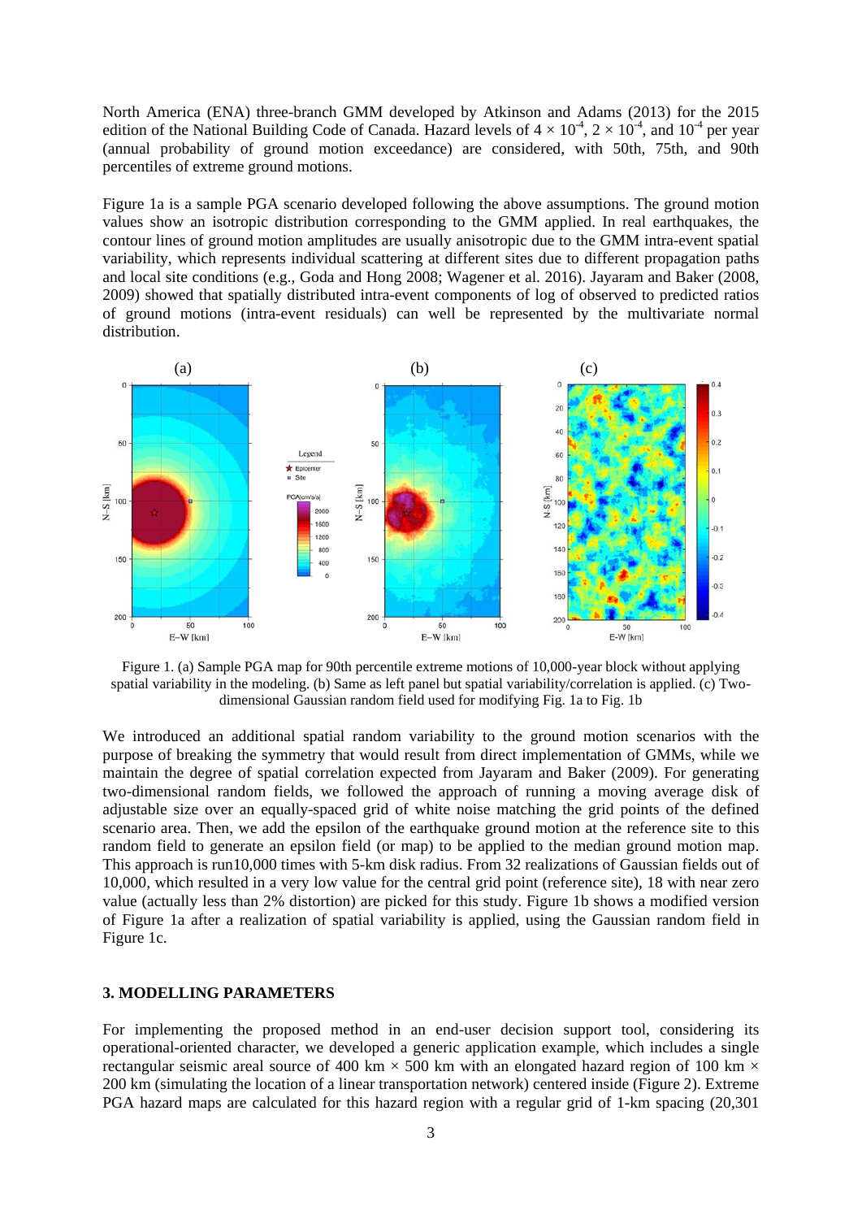North America (ENA) three-branch GMM developed by Atkinson and Adams (2013) for the 2015 edition of the National Building Code of Canada. Hazard levels of $4 \times 10^{-4}$, $2 \times 10^{-4}$, and $10^{-4}$ per year (annual probability of ground motion exceedance) are considered, with 50th, 75th, and 90th percentiles of extreme ground motions.

Figure 1a is a sample PGA scenario developed following the above assumptions. The ground motion values show an isotropic distribution corresponding to the GMM applied. In real earthquakes, the contour lines of ground motion amplitudes are usually anisotropic due to the GMM intra-event spatial variability, which represents individual scattering at different sites due to different propagation paths and local site conditions (e.g., Goda and Hong 2008; Wagener et al. 2016). Jayaram and Baker (2008, 2009) showed that spatially distributed intra-event components of log of observed to predicted ratios of ground motions (intra-event residuals) can well be represented by the multivariate normal distribution.

Figure 1. (a) Sample PGA map for 90th percentile extreme motions of 10,000-year block without applying spatial variability in the modeling. (b) Same as left panel but spatial variability/correlation is applied. (c) Two-dimensional Gaussian random field used for modifying Fig. 1a to Fig. 1b

We introduced an additional spatial random variability to the ground motion scenarios with the purpose of breaking the symmetry that would result from direct implementation of GMMs, while we maintain the degree of spatial correlation expected from Jayaram and Baker (2009). For generating two-dimensional random fields, we followed the approach of running a moving average disk of adjustable size over an equally-spaced grid of white noise matching the grid points of the defined scenario area. Then, we add the epsilon of the earthquake ground motion at the reference site to this random field to generate an epsilon field (or map) to be applied to the median ground motion map. This approach is run10,000 times with 5-km disk radius. From 32 realizations of Gaussian fields out of 10,000, which resulted in a very low value for the central grid point (reference site), 18 with near zero value (actually less than 2% distortion) are picked for this study. Figure 1b shows a modified version of Figure 1a after a realization of spatial variability is applied, using the Gaussian random field in Figure 1c.

## 3. MODELLING PARAMETERS

For implementing the proposed method in an end-user decision support tool, considering its operational-oriented character, we developed a generic application example, which includes a single rectangular seismic areal source of 400 km × 500 km with an elongated hazard region of 100 km × 200 km (simulating the location of a linear transportation network) centered inside (Figure 2). Extreme PGA hazard maps are calculated for this hazard region with a regular grid of 1-km spacing (20,301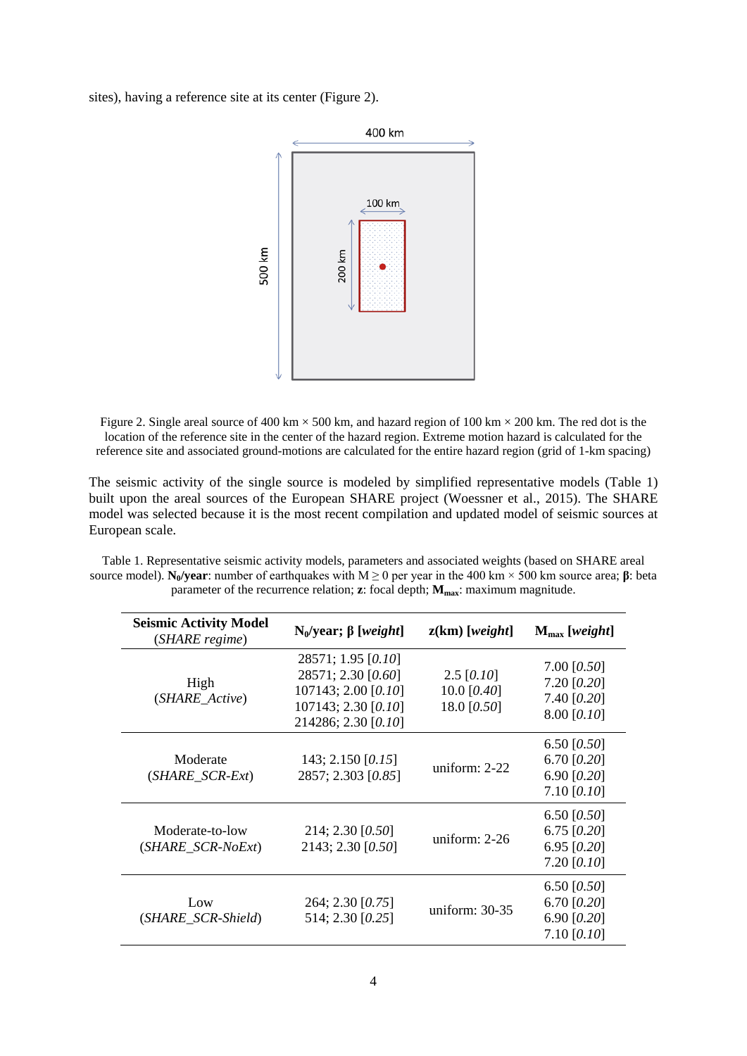sites), having a reference site at its center (Figure 2).

Figure 2. Single areal source of 400 km × 500 km, and hazard region of 100 km × 200 km. The red dot is the location of the reference site in the center of the hazard region. Extreme motion hazard is calculated for the reference site and associated ground-motions are calculated for the entire hazard region (grid of 1-km spacing)

The seismic activity of the single source is modeled by simplified representative models (Table 1) built upon the areal sources of the European SHARE project (Woessner et al., 2015). The SHARE model was selected because it is the most recent compilation and updated model of seismic sources at European scale.

Table 1. Representative seismic activity models, parameters and associated weights (based on SHARE areal source model). **$N_0$/year**: number of earthquakes with $M \geq 0$ per year in the 400 km × 500 km source area; **β**: beta parameter of the recurrence relation; **z**: focal depth; **$M_{max}$**: maximum magnitude.

| **Seismic Activity Model** (*SHARE regime*) | **$N_0$/year; β [*weight*]** | **z(km) [*weight*]** | **$M_{max}$ [*weight*]** |
|---|---|---|---|
| High (*SHARE_Active*) | 28571; 1.95 [*0.10*]<br>28571; 2.30 [*0.60*]<br>107143; 2.00 [*0.10*]<br>107143; 2.30 [*0.10*]<br>214286; 2.30 [*0.10*] | 2.5 [*0.10*]<br>10.0 [*0.40*]<br>18.0 [*0.50*] | 7.00 [*0.50*]<br>7.20 [*0.20*]<br>7.40 [*0.20*]<br>8.00 [*0.10*] |
| Moderate (*SHARE_SCR-Ext*) | 143; 2.150 [*0.15*]<br>2857; 2.303 [*0.85*] | uniform: 2-22 | 6.50 [*0.50*]<br>6.70 [*0.20*]<br>6.90 [*0.20*]<br>7.10 [*0.10*] |
| Moderate-to-low (*SHARE_SCR-NoExt*) | 214; 2.30 [*0.50*]<br>2143; 2.30 [*0.50*] | uniform: 2-26 | 6.50 [*0.50*]<br>6.75 [*0.20*]<br>6.95 [*0.20*]<br>7.20 [*0.10*] |
| Low (*SHARE_SCR-Shield*) | 264; 2.30 [*0.75*]<br>514; 2.30 [*0.25*] | uniform: 30-35 | 6.50 [*0.50*]<br>6.70 [*0.20*]<br>6.90 [*0.20*]<br>7.10 [*0.10*] |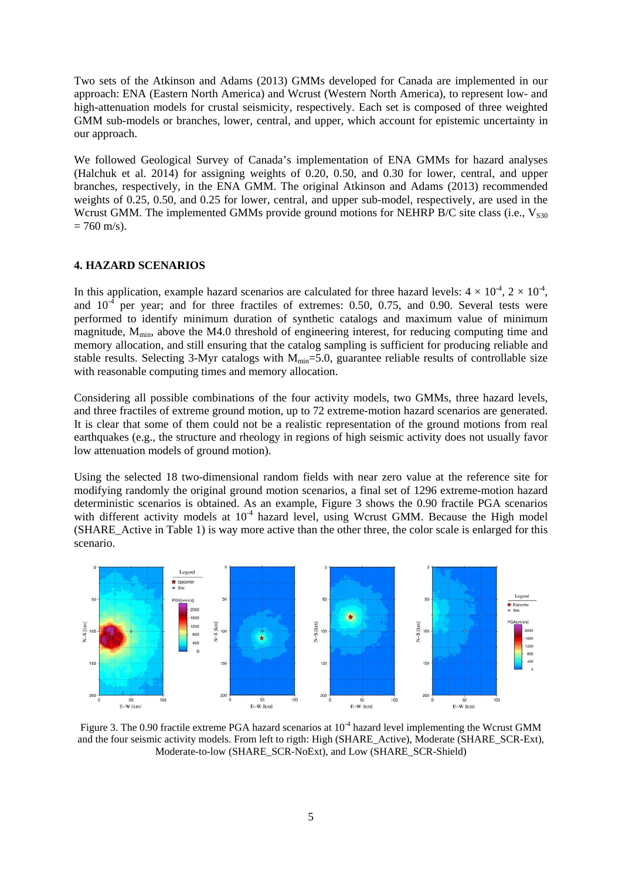Two sets of the Atkinson and Adams (2013) GMMs developed for Canada are implemented in our approach: ENA (Eastern North America) and Wcrust (Western North America), to represent low- and high-attenuation models for crustal seismicity, respectively. Each set is composed of three weighted GMM sub-models or branches, lower, central, and upper, which account for epistemic uncertainty in our approach.

We followed Geological Survey of Canada's implementation of ENA GMMs for hazard analyses (Halchuk et al. 2014) for assigning weights of 0.20, 0.50, and 0.30 for lower, central, and upper branches, respectively, in the ENA GMM. The original Atkinson and Adams (2013) recommended weights of 0.25, 0.50, and 0.25 for lower, central, and upper sub-model, respectively, are used in the Wcrust GMM. The implemented GMMs provide ground motions for NEHRP B/C site class (i.e., $V_{S30} = 760$ m/s).

## 4. HAZARD SCENARIOS

In this application, example hazard scenarios are calculated for three hazard levels: $4 \times 10^{-4}$, $2 \times 10^{-4}$, and $10^{-4}$ per year; and for three fractiles of extremes: 0.50, 0.75, and 0.90. Several tests were performed to identify minimum duration of synthetic catalogs and maximum value of minimum magnitude, $M_{min}$, above the M4.0 threshold of engineering interest, for reducing computing time and memory allocation, and still ensuring that the catalog sampling is sufficient for producing reliable and stable results. Selecting 3-Myr catalogs with $M_{min}$=5.0, guarantee reliable results of controllable size with reasonable computing times and memory allocation.

Considering all possible combinations of the four activity models, two GMMs, three hazard levels, and three fractiles of extreme ground motion, up to 72 extreme-motion hazard scenarios are generated. It is clear that some of them could not be a realistic representation of the ground motions from real earthquakes (e.g., the structure and rheology in regions of high seismic activity does not usually favor low attenuation models of ground motion).

Using the selected 18 two-dimensional random fields with near zero value at the reference site for modifying randomly the original ground motion scenarios, a final set of 1296 extreme-motion hazard deterministic scenarios is obtained. As an example, Figure 3 shows the 0.90 fractile PGA scenarios with different activity models at $10^{-4}$ hazard level, using Wcrust GMM. Because the High model (SHARE_Active in Table 1) is way more active than the other three, the color scale is enlarged for this scenario.

Figure 3. The 0.90 fractile extreme PGA hazard scenarios at $10^{-4}$ hazard level implementing the Wcrust GMM and the four seismic activity models. From left to rigth: High (SHARE_Active), Moderate (SHARE_SCR-Ext), Moderate-to-low (SHARE_SCR-NoExt), and Low (SHARE_SCR-Shield)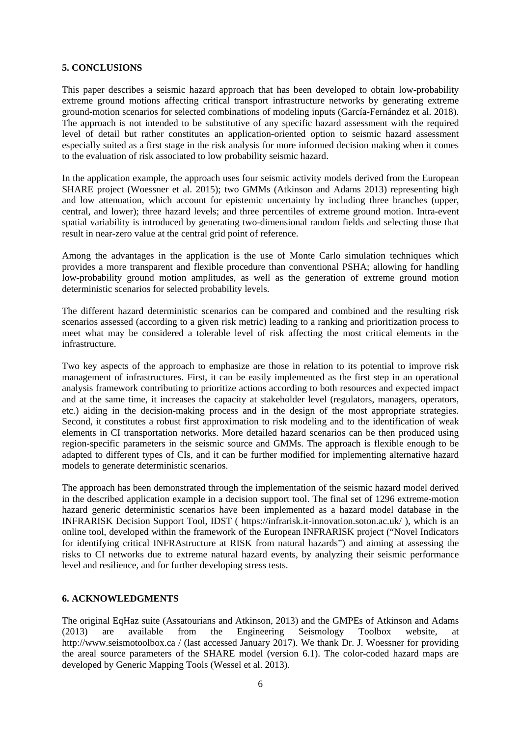## 5. CONCLUSIONS

This paper describes a seismic hazard approach that has been developed to obtain low-probability extreme ground motions affecting critical transport infrastructure networks by generating extreme ground-motion scenarios for selected combinations of modeling inputs (García-Fernández et al. 2018). The approach is not intended to be substitutive of any specific hazard assessment with the required level of detail but rather constitutes an application-oriented option to seismic hazard assessment especially suited as a first stage in the risk analysis for more informed decision making when it comes to the evaluation of risk associated to low probability seismic hazard.

In the application example, the approach uses four seismic activity models derived from the European SHARE project (Woessner et al. 2015); two GMMs (Atkinson and Adams 2013) representing high and low attenuation, which account for epistemic uncertainty by including three branches (upper, central, and lower); three hazard levels; and three percentiles of extreme ground motion. Intra-event spatial variability is introduced by generating two-dimensional random fields and selecting those that result in near-zero value at the central grid point of reference.

Among the advantages in the application is the use of Monte Carlo simulation techniques which provides a more transparent and flexible procedure than conventional PSHA; allowing for handling low-probability ground motion amplitudes, as well as the generation of extreme ground motion deterministic scenarios for selected probability levels.

The different hazard deterministic scenarios can be compared and combined and the resulting risk scenarios assessed (according to a given risk metric) leading to a ranking and prioritization process to meet what may be considered a tolerable level of risk affecting the most critical elements in the infrastructure.

Two key aspects of the approach to emphasize are those in relation to its potential to improve risk management of infrastructures. First, it can be easily implemented as the first step in an operational analysis framework contributing to prioritize actions according to both resources and expected impact and at the same time, it increases the capacity at stakeholder level (regulators, managers, operators, etc.) aiding in the decision-making process and in the design of the most appropriate strategies. Second, it constitutes a robust first approximation to risk modeling and to the identification of weak elements in CI transportation networks. More detailed hazard scenarios can be then produced using region-specific parameters in the seismic source and GMMs. The approach is flexible enough to be adapted to different types of CIs, and it can be further modified for implementing alternative hazard models to generate deterministic scenarios.

The approach has been demonstrated through the implementation of the seismic hazard model derived in the described application example in a decision support tool. The final set of 1296 extreme-motion hazard generic deterministic scenarios have been implemented as a hazard model database in the INFRARISK Decision Support Tool, IDST ( https://infrarisk.it-innovation.soton.ac.uk/ ), which is an online tool, developed within the framework of the European INFRARISK project ("Novel Indicators for identifying critical INFRAstructure at RISK from natural hazards") and aiming at assessing the risks to CI networks due to extreme natural hazard events, by analyzing their seismic performance level and resilience, and for further developing stress tests.

## 6. ACKNOWLEDGMENTS

The original EqHaz suite (Assatourians and Atkinson, 2013) and the GMPEs of Atkinson and Adams (2013) are available from the Engineering Seismology Toolbox website, at http://www.seismotoolbox.ca / (last accessed January 2017). We thank Dr. J. Woessner for providing the areal source parameters of the SHARE model (version 6.1). The color-coded hazard maps are developed by Generic Mapping Tools (Wessel et al. 2013).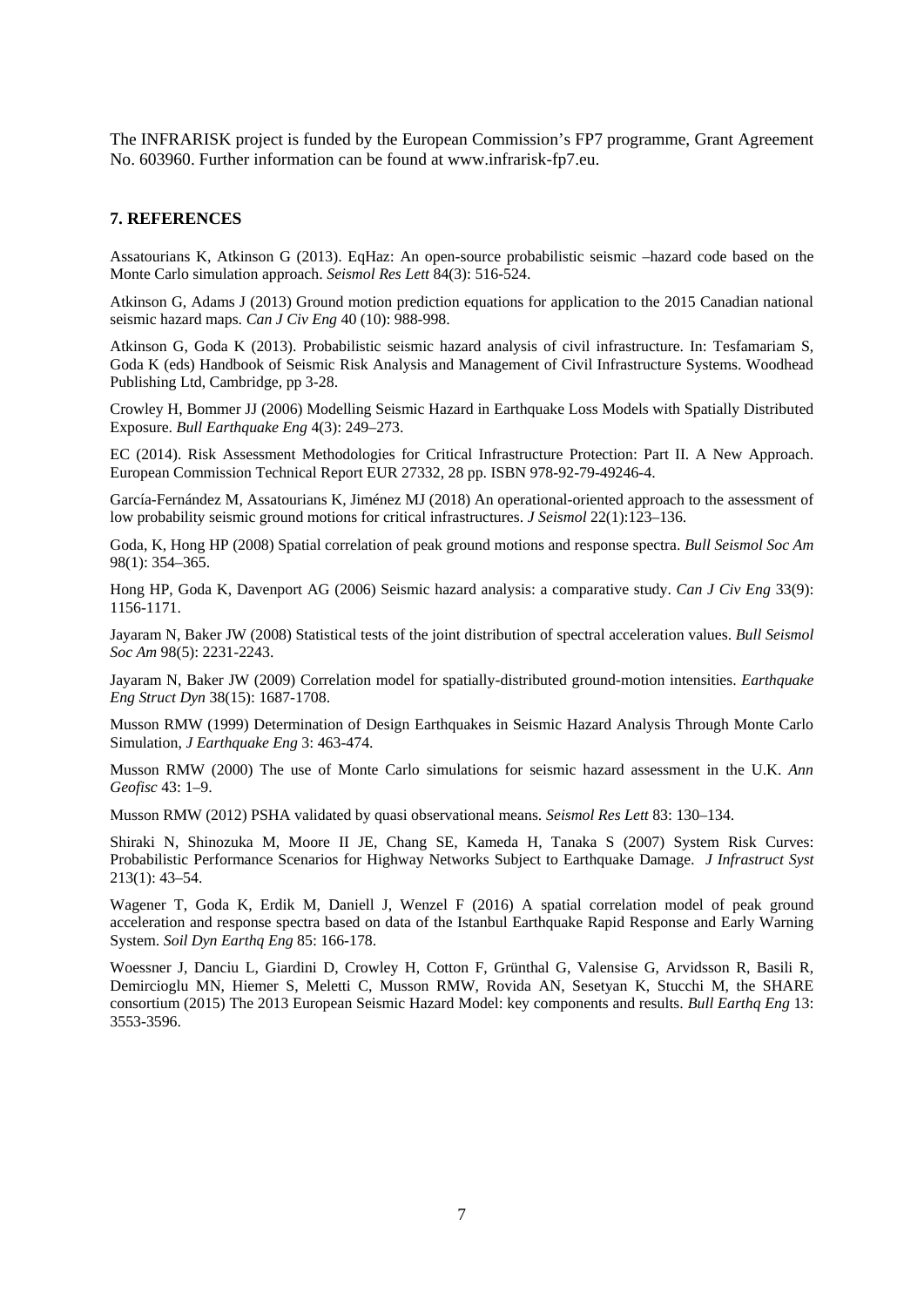The INFRARISK project is funded by the European Commission's FP7 programme, Grant Agreement No. 603960. Further information can be found at www.infrarisk-fp7.eu.

## 7. REFERENCES

Assatourians K, Atkinson G (2013). EqHaz: An open-source probabilistic seismic –hazard code based on the Monte Carlo simulation approach. *Seismol Res Lett* 84(3): 516-524.

Atkinson G, Adams J (2013) Ground motion prediction equations for application to the 2015 Canadian national seismic hazard maps. *Can J Civ Eng* 40 (10): 988-998.

Atkinson G, Goda K (2013). Probabilistic seismic hazard analysis of civil infrastructure. In: Tesfamariam S, Goda K (eds) Handbook of Seismic Risk Analysis and Management of Civil Infrastructure Systems. Woodhead Publishing Ltd, Cambridge, pp 3-28.

Crowley H, Bommer JJ (2006) Modelling Seismic Hazard in Earthquake Loss Models with Spatially Distributed Exposure. *Bull Earthquake Eng* 4(3): 249–273.

EC (2014). Risk Assessment Methodologies for Critical Infrastructure Protection: Part II. A New Approach. European Commission Technical Report EUR 27332, 28 pp. ISBN 978-92-79-49246-4.

García-Fernández M, Assatourians K, Jiménez MJ (2018) An operational-oriented approach to the assessment of low probability seismic ground motions for critical infrastructures. *J Seismol* 22(1):123–136.

Goda, K, Hong HP (2008) Spatial correlation of peak ground motions and response spectra. *Bull Seismol Soc Am* 98(1): 354–365.

Hong HP, Goda K, Davenport AG (2006) Seismic hazard analysis: a comparative study. *Can J Civ Eng* 33(9): 1156-1171.

Jayaram N, Baker JW (2008) Statistical tests of the joint distribution of spectral acceleration values. *Bull Seismol Soc Am* 98(5): 2231-2243.

Jayaram N, Baker JW (2009) Correlation model for spatially-distributed ground-motion intensities. *Earthquake Eng Struct Dyn* 38(15): 1687-1708.

Musson RMW (1999) Determination of Design Earthquakes in Seismic Hazard Analysis Through Monte Carlo Simulation, *J Earthquake Eng* 3: 463-474.

Musson RMW (2000) The use of Monte Carlo simulations for seismic hazard assessment in the U.K. *Ann Geofisc* 43: 1–9.

Musson RMW (2012) PSHA validated by quasi observational means. *Seismol Res Lett* 83: 130–134.

Shiraki N, Shinozuka M, Moore II JE, Chang SE, Kameda H, Tanaka S (2007) System Risk Curves: Probabilistic Performance Scenarios for Highway Networks Subject to Earthquake Damage. *J Infrastruct Syst* 213(1): 43–54.

Wagener T, Goda K, Erdik M, Daniell J, Wenzel F (2016) A spatial correlation model of peak ground acceleration and response spectra based on data of the Istanbul Earthquake Rapid Response and Early Warning System. *Soil Dyn Earthq Eng* 85: 166-178.

Woessner J, Danciu L, Giardini D, Crowley H, Cotton F, Grünthal G, Valensise G, Arvidsson R, Basili R, Demircioglu MN, Hiemer S, Meletti C, Musson RMW, Rovida AN, Sesetyan K, Stucchi M, the SHARE consortium (2015) The 2013 European Seismic Hazard Model: key components and results. *Bull Earthq Eng* 13: 3553-3596.